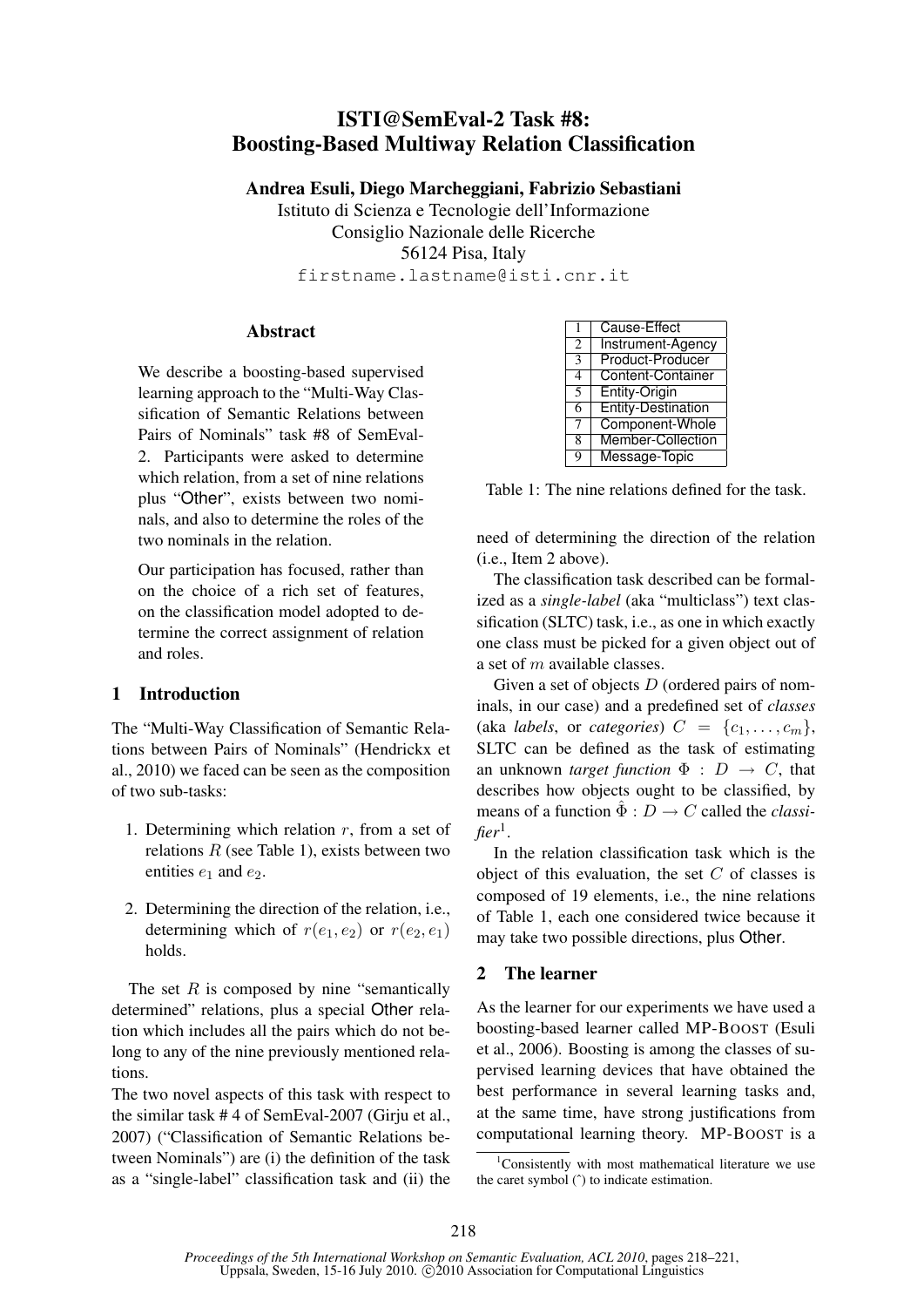# ISTI@SemEval-2 Task #8: Boosting-Based Multiway Relation Classification

**Andrea Esuli, Diego Marcheggiani, Fabrizio Sebastiani**

Istituto di Scienza e Tecnologie dell'Informazione
Consiglio Nazionale delle Ricerche
56124 Pisa, Italy
firstname.lastname@isti.cnr.it

## Abstract

We describe a boosting-based supervised learning approach to the "Multi-Way Classification of Semantic Relations between Pairs of Nominals" task #8 of SemEval-2. Participants were asked to determine which relation, from a set of nine relations plus "Other", exists between two nominals, and also to determine the roles of the two nominals in the relation.

Our participation has focused, rather than on the choice of a rich set of features, on the classification model adopted to determine the correct assignment of relation and roles.

## 1 Introduction

The "Multi-Way Classification of Semantic Relations between Pairs of Nominals" (Hendrickx et al., 2010) we faced can be seen as the composition of two sub-tasks:

1. Determining which relation $r$, from a set of relations $R$ (see Table 1), exists between two entities $e_1$ and $e_2$.
2. Determining the direction of the relation, i.e., determining which of $r(e_1, e_2)$ or $r(e_2, e_1)$ holds.

The set $R$ is composed by nine "semantically determined" relations, plus a special Other relation which includes all the pairs which do not belong to any of the nine previously mentioned relations.

The two novel aspects of this task with respect to the similar task # 4 of SemEval-2007 (Girju et al., 2007) ("Classification of Semantic Relations between Nominals") are (i) the definition of the task as a "single-label" classification task and (ii) the need of determining the direction of the relation (i.e., Item 2 above).

| # | Relation |
|---|---|
| 1 | Cause-Effect |
| 2 | Instrument-Agency |
| 3 | Product-Producer |
| 4 | Content-Container |
| 5 | Entity-Origin |
| 6 | Entity-Destination |
| 7 | Component-Whole |
| 8 | Member-Collection |
| 9 | Message-Topic |

Table 1: The nine relations defined for the task.

The classification task described can be formalized as a *single-label* (aka "multiclass") text classification (SLTC) task, i.e., as one in which exactly one class must be picked for a given object out of a set of $m$ available classes.

Given a set of objects $D$ (ordered pairs of nominals, in our case) and a predefined set of *classes* (aka *labels*, or *categories*) $C = \{c_1, \ldots, c_m\}$, SLTC can be defined as the task of estimating an unknown *target function* $\Phi : D \rightarrow C$, that describes how objects ought to be classified, by means of a function $\hat{\Phi} : D \rightarrow C$ called the *classifier*[1].

In the relation classification task which is the object of this evaluation, the set $C$ of classes is composed of 19 elements, i.e., the nine relations of Table 1, each one considered twice because it may take two possible directions, plus Other.

## 2 The learner

As the learner for our experiments we have used a boosting-based learner called MP-BOOST (Esuli et al., 2006). Boosting is among the classes of supervised learning devices that have obtained the best performance in several learning tasks and, at the same time, have strong justifications from computational learning theory. MP-BOOST is a

[1] Consistently with most mathematical literature we use the caret symbol (ˆ) to indicate estimation.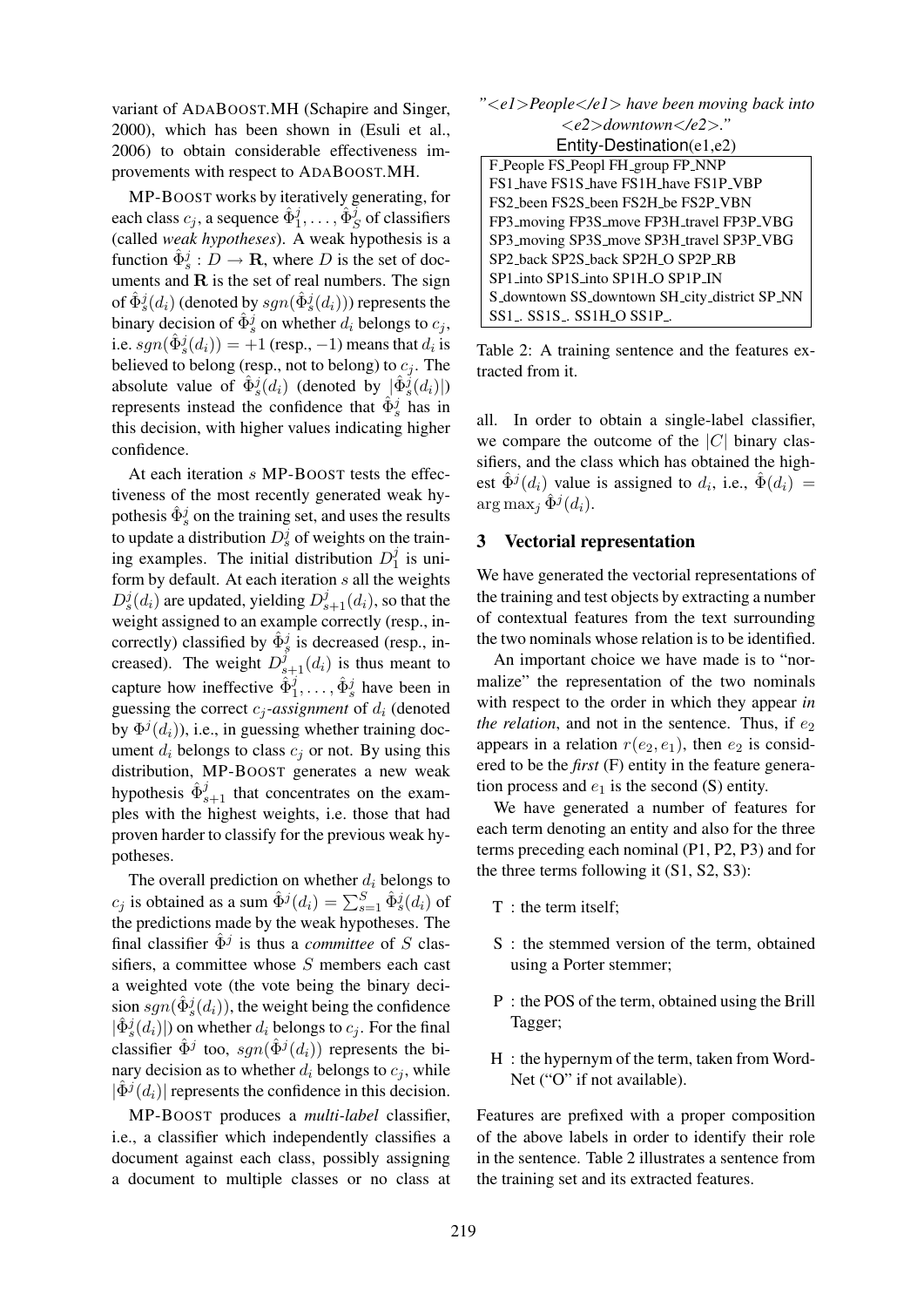variant of ADABOOST.MH (Schapire and Singer, 2000), which has been shown in (Esuli et al., 2006) to obtain considerable effectiveness improvements with respect to ADABOOST.MH.

MP-BOOST works by iteratively generating, for each class $c_j$, a sequence $\hat{\Phi}^j_1, \ldots, \hat{\Phi}^j_S$ of classifiers (called *weak hypotheses*). A weak hypothesis is a function $\hat{\Phi}^j_s : D \rightarrow \mathbf{R}$, where $D$ is the set of documents and $\mathbf{R}$ is the set of real numbers. The sign of $\hat{\Phi}^j_s(d_i)$ (denoted by $sgn(\hat{\Phi}^j_s(d_i))$) represents the binary decision of $\hat{\Phi}^j_s$ on whether $d_i$ belongs to $c_j$, i.e. $sgn(\hat{\Phi}^j_s(d_i)) = +1$ (resp., $-1$) means that $d_i$ is believed to belong (resp., not to belong) to $c_j$. The absolute value of $\hat{\Phi}^j_s(d_i)$ (denoted by $|\hat{\Phi}^j_s(d_i)|$) represents instead the confidence that $\hat{\Phi}^j_s$ has in this decision, with higher values indicating higher confidence.

At each iteration $s$ MP-BOOST tests the effectiveness of the most recently generated weak hypothesis $\hat{\Phi}^j_s$ on the training set, and uses the results to update a distribution $D^j_s$ of weights on the training examples. The initial distribution $D^j_1$ is uniform by default. At each iteration $s$ all the weights $D^j_s(d_i)$ are updated, yielding $D^j_{s+1}(d_i)$, so that the weight assigned to an example correctly (resp., incorrectly) classified by $\hat{\Phi}^j_s$ is decreased (resp., increased). The weight $D^j_{s+1}(d_i)$ is thus meant to capture how ineffective $\hat{\Phi}^j_1, \ldots, \hat{\Phi}^j_s$ have been in guessing the correct $c_j$-*assignment* of $d_i$ (denoted by $\Phi^j(d_i)$), i.e., in guessing whether training document $d_i$ belongs to class $c_j$ or not. By using this distribution, MP-BOOST generates a new weak hypothesis $\hat{\Phi}^j_{s+1}$ that concentrates on the examples with the highest weights, i.e. those that had proven harder to classify for the previous weak hypotheses.

The overall prediction on whether $d_i$ belongs to $c_j$ is obtained as a sum $\hat{\Phi}^j(d_i) = \sum_{s=1}^{S} \hat{\Phi}^j_s(d_i)$ of the predictions made by the weak hypotheses. The final classifier $\hat{\Phi}^j$ is thus a *committee* of $S$ classifiers, a committee whose $S$ members each cast a weighted vote (the vote being the binary decision $sgn(\hat{\Phi}^j_s(d_i))$, the weight being the confidence $|\hat{\Phi}^j_s(d_i)|$) on whether $d_i$ belongs to $c_j$. For the final classifier $\hat{\Phi}^j$ too, $sgn(\hat{\Phi}^j(d_i))$ represents the binary decision as to whether $d_i$ belongs to $c_j$, while $|\hat{\Phi}^j(d_i)|$ represents the confidence in this decision.

MP-BOOST produces a *multi-label* classifier, i.e., a classifier which independently classifies a document against each class, possibly assigning a document to multiple classes or no class at all. In order to obtain a single-label classifier, we compare the outcome of the $|C|$ binary classifiers, and the class which has obtained the highest $\hat{\Phi}^j(d_i)$ value is assigned to $d_i$, i.e., $\hat{\Phi}(d_i) = \arg\max_j \hat{\Phi}^j(d_i)$.

*"<e1>People</e1> have been moving back into <e2>downtown</e2>."*

Entity-Destination(e1,e2)

| |
|---|
| F_People FS_Peopl FH_group FP_NNP |
| FS1_have FS1S_have FS1H_have FS1P_VBP |
| FS2_been FS2S_been FS2H_be FS2P_VBN |
| FP3_moving FP3S_move FP3H_travel FP3P_VBG |
| SP3_moving SP3S_move SP3H_travel SP3P_VBG |
| SP2_back SP2S_back SP2H_O SP2P_RB |
| SP1_into SP1S_into SP1H_O SP1P_IN |
| S_downtown SS_downtown SH_city_district SP_NN |
| SS1_. SS1S_. SS1H_O SS1P_. |

Table 2: A training sentence and the features extracted from it.

## 3 Vectorial representation

We have generated the vectorial representations of the training and test objects by extracting a number of contextual features from the text surrounding the two nominals whose relation is to be identified.

An important choice we have made is to "normalize" the representation of the two nominals with respect to the order in which they appear *in the relation*, and not in the sentence. Thus, if $e_2$ appears in a relation $r(e_2, e_1)$, then $e_2$ is considered to be the ***first*** (F) entity in the feature generation process and $e_1$ is the second (S) entity.

We have generated a number of features for each term denoting an entity and also for the three terms preceding each nominal (P1, P2, P3) and for the three terms following it (S1, S2, S3):

- T : the term itself;
- S : the stemmed version of the term, obtained using a Porter stemmer;
- P : the POS of the term, obtained using the Brill Tagger;
- H : the hypernym of the term, taken from WordNet ("O" if not available).

Features are prefixed with a proper composition of the above labels in order to identify their role in the sentence. Table 2 illustrates a sentence from the training set and its extracted features.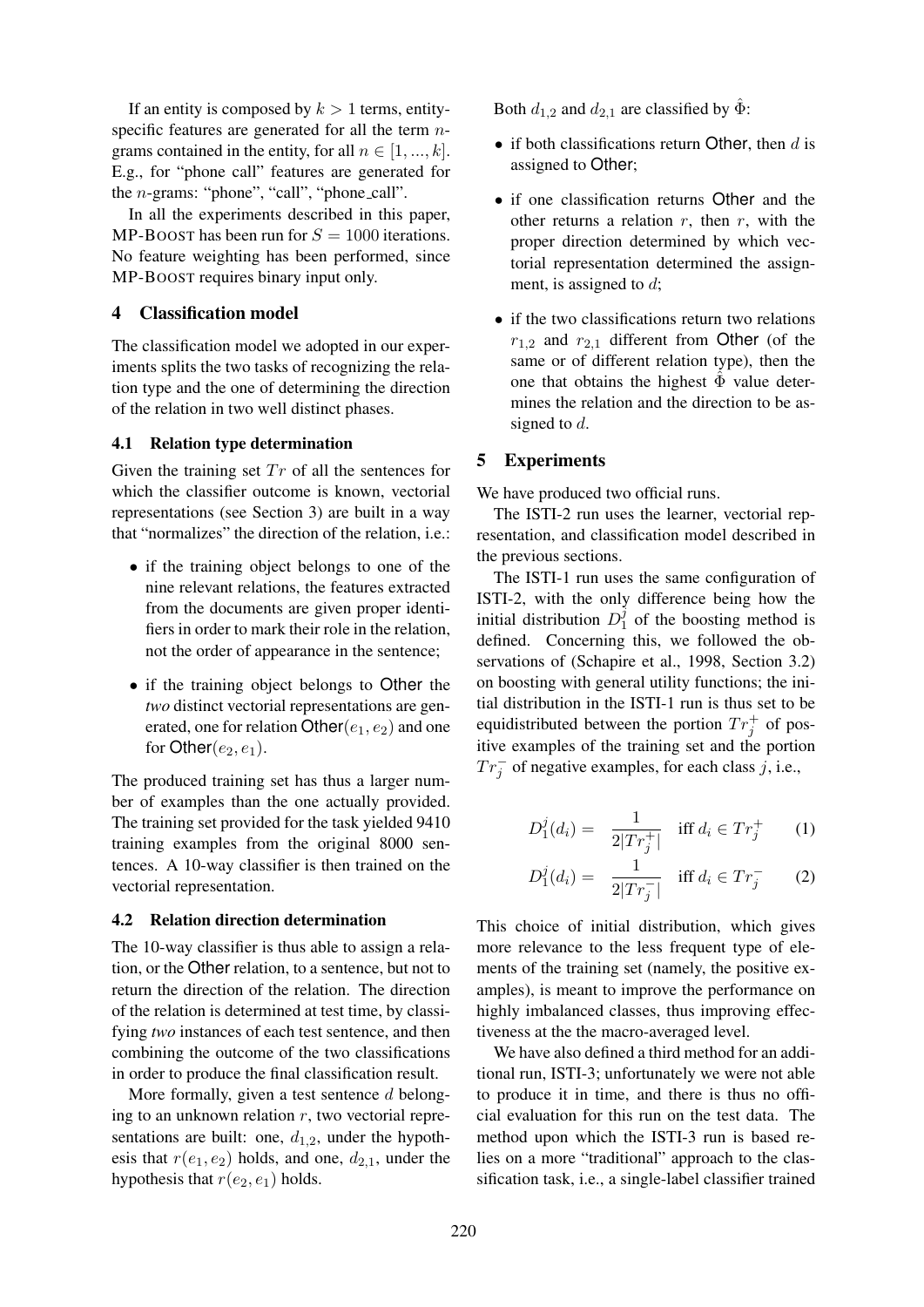If an entity is composed by $k > 1$ terms, entity-specific features are generated for all the term $n$-grams contained in the entity, for all $n \in [1, ..., k]$. E.g., for "phone call" features are generated for the $n$-grams: "phone", "call", "phone_call".

In all the experiments described in this paper, MP-BOOST has been run for $S = 1000$ iterations. No feature weighting has been performed, since MP-BOOST requires binary input only.

## 4 Classification model

The classification model we adopted in our experiments splits the two tasks of recognizing the relation type and the one of determining the direction of the relation in two well distinct phases.

### 4.1 Relation type determination

Given the training set $Tr$ of all the sentences for which the classifier outcome is known, vectorial representations (see Section 3) are built in a way that "normalizes" the direction of the relation, i.e.:

- if the training object belongs to one of the nine relevant relations, the features extracted from the documents are given proper identifiers in order to mark their role in the relation, not the order of appearance in the sentence;
- if the training object belongs to Other the *two* distinct vectorial representations are generated, one for relation Other$(e_1, e_2)$ and one for Other$(e_2, e_1)$.

The produced training set has thus a larger number of examples than the one actually provided. The training set provided for the task yielded 9410 training examples from the original 8000 sentences. A 10-way classifier is then trained on the vectorial representation.

### 4.2 Relation direction determination

The 10-way classifier is thus able to assign a relation, or the Other relation, to a sentence, but not to return the direction of the relation. The direction of the relation is determined at test time, by classifying *two* instances of each test sentence, and then combining the outcome of the two classifications in order to produce the final classification result.

More formally, given a test sentence $d$ belonging to an unknown relation $r$, two vectorial representations are built: one, $d_{1,2}$, under the hypothesis that $r(e_1, e_2)$ holds, and one, $d_{2,1}$, under the hypothesis that $r(e_2, e_1)$ holds.

Both $d_{1,2}$ and $d_{2,1}$ are classified by $\hat{\Phi}$:

- if both classifications return Other, then $d$ is assigned to Other;
- if one classification returns Other and the other returns a relation $r$, then $r$, with the proper direction determined by which vectorial representation determined the assignment, is assigned to $d$;
- if the two classifications return two relations $r_{1,2}$ and $r_{2,1}$ different from Other (of the same or of different relation type), then the one that obtains the highest $\hat{\Phi}$ value determines the relation and the direction to be assigned to $d$.

## 5 Experiments

We have produced two official runs.

The ISTI-2 run uses the learner, vectorial representation, and classification model described in the previous sections.

The ISTI-1 run uses the same configuration of ISTI-2, with the only difference being how the initial distribution $D_1^j$ of the boosting method is defined. Concerning this, we followed the observations of (Schapire et al., 1998, Section 3.2) on boosting with general utility functions; the initial distribution in the ISTI-1 run is thus set to be equidistributed between the portion $Tr_j^+$ of positive examples of the training set and the portion $Tr_j^-$ of negative examples, for each class $j$, i.e.,

$$D_1^j(d_i) = \frac{1}{2|Tr_j^+|} \quad \text{iff } d_i \in Tr_j^+ \qquad (1)$$

$$D_1^j(d_i) = \frac{1}{2|Tr_j^-|} \quad \text{iff } d_i \in Tr_j^- \qquad (2)$$

This choice of initial distribution, which gives more relevance to the less frequent type of elements of the training set (namely, the positive examples), is meant to improve the performance on highly imbalanced classes, thus improving effectiveness at the the macro-averaged level.

We have also defined a third method for an additional run, ISTI-3; unfortunately we were not able to produce it in time, and there is thus no official evaluation for this run on the test data. The method upon which the ISTI-3 run is based relies on a more "traditional" approach to the classification task, i.e., a single-label classifier trained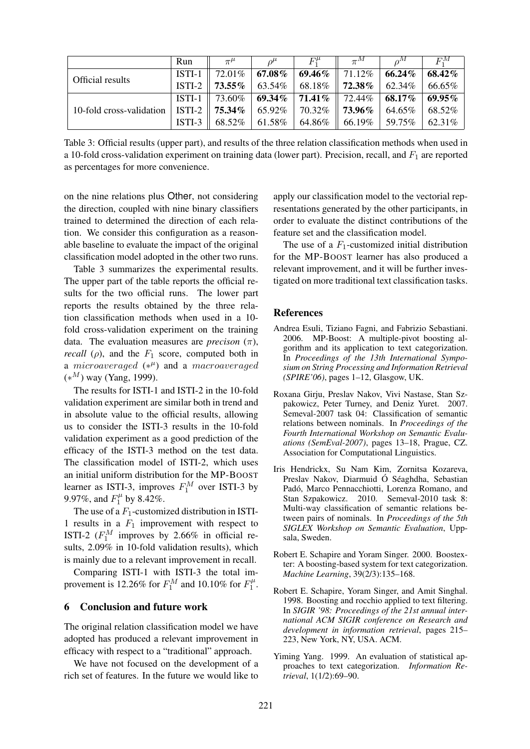| | Run | $\pi^\mu$ | $\rho^\mu$ | $F_1^\mu$ | $\pi^M$ | $\rho^M$ | $F_1^M$ |
|---|---|---|---|---|---|---|---|
| Official results | ISTI-1 | 72.01% | **67.08%** | **69.46%** | 71.12% | **66.24%** | **68.42%** |
| | ISTI-2 | **73.55%** | 63.54% | 68.18% | **72.38%** | 62.34% | 66.65% |
| 10-fold cross-validation | ISTI-1 | 73.60% | **69.34%** | **71.41%** | 72.44% | **68.17%** | **69.95%** |
| | ISTI-2 | **75.34%** | 65.92% | 70.32% | **73.96%** | 64.65% | 68.52% |
| | ISTI-3 | 68.52% | 61.58% | 64.86% | 66.19% | 59.75% | 62.31% |

Table 3: Official results (upper part), and results of the three relation classification methods when used in a 10-fold cross-validation experiment on training data (lower part). Precision, recall, and $F_1$ are reported as percentages for more convenience.

on the nine relations plus Other, not considering the direction, coupled with nine binary classifiers trained to determined the direction of each relation. We consider this configuration as a reasonable baseline to evaluate the impact of the original classification model adopted in the other two runs.

Table 3 summarizes the experimental results. The upper part of the table reports the official results for the two official runs. The lower part reports the results obtained by the three relation classification methods when used in a 10-fold cross-validation experiment on the training data. The evaluation measures are *precison* ($\pi$), *recall* ($\rho$), and the $F_1$ score, computed both in a $microaveraged$ ($*^\mu$) and a $macroaveraged$ ($*^M$) way (Yang, 1999).

The results for ISTI-1 and ISTI-2 in the 10-fold validation experiment are similar both in trend and in absolute value to the official results, allowing us to consider the ISTI-3 results in the 10-fold validation experiment as a good prediction of the efficacy of the ISTI-3 method on the test data. The classification model of ISTI-2, which uses an initial uniform distribution for the MP-BOOST learner as ISTI-3, improves $F_1^M$ over ISTI-3 by 9.97%, and $F_1^\mu$ by 8.42%.

The use of a $F_1$-customized distribution in ISTI-1 results in a $F_1$ improvement with respect to ISTI-2 ($F_1^M$ improves by 2.66% in official results, 2.09% in 10-fold validation results), which is mainly due to a relevant improvement in recall.

Comparing ISTI-1 with ISTI-3 the total improvement is 12.26% for $F_1^M$ and 10.10% for $F_1^\mu$.

## 6 Conclusion and future work

The original relation classification model we have adopted has produced a relevant improvement in efficacy with respect to a "traditional" approach.

We have not focused on the development of a rich set of features. In the future we would like to apply our classification model to the vectorial representations generated by the other participants, in order to evaluate the distinct contributions of the feature set and the classification model.

The use of a $F_1$-customized initial distribution for the MP-BOOST learner has also produced a relevant improvement, and it will be further investigated on more traditional text classification tasks.

## References

Andrea Esuli, Tiziano Fagni, and Fabrizio Sebastiani. 2006. MP-Boost: A multiple-pivot boosting algorithm and its application to text categorization. In *Proceedings of the 13th International Symposium on String Processing and Information Retrieval (SPIRE'06)*, pages 1–12, Glasgow, UK.

Roxana Girju, Preslav Nakov, Vivi Nastase, Stan Szpakowicz, Peter Turney, and Deniz Yuret. 2007. Semeval-2007 task 04: Classification of semantic relations between nominals. In *Proceedings of the Fourth International Workshop on Semantic Evaluations (SemEval-2007)*, pages 13–18, Prague, CZ. Association for Computational Linguistics.

Iris Hendrickx, Su Nam Kim, Zornitsa Kozareva, Preslav Nakov, Diarmuid Ó Séaghdha, Sebastian Padó, Marco Pennacchiotti, Lorenza Romano, and Stan Szpakowicz. 2010. Semeval-2010 task 8: Multi-way classification of semantic relations between pairs of nominals. In *Proceedings of the 5th SIGLEX Workshop on Semantic Evaluation*, Uppsala, Sweden.

Robert E. Schapire and Yoram Singer. 2000. Boostexter: A boosting-based system for text categorization. *Machine Learning*, 39(2/3):135–168.

Robert E. Schapire, Yoram Singer, and Amit Singhal. 1998. Boosting and rocchio applied to text filtering. In *SIGIR '98: Proceedings of the 21st annual international ACM SIGIR conference on Research and development in information retrieval*, pages 215–223, New York, NY, USA. ACM.

Yiming Yang. 1999. An evaluation of statistical approaches to text categorization. *Information Retrieval*, 1(1/2):69–90.